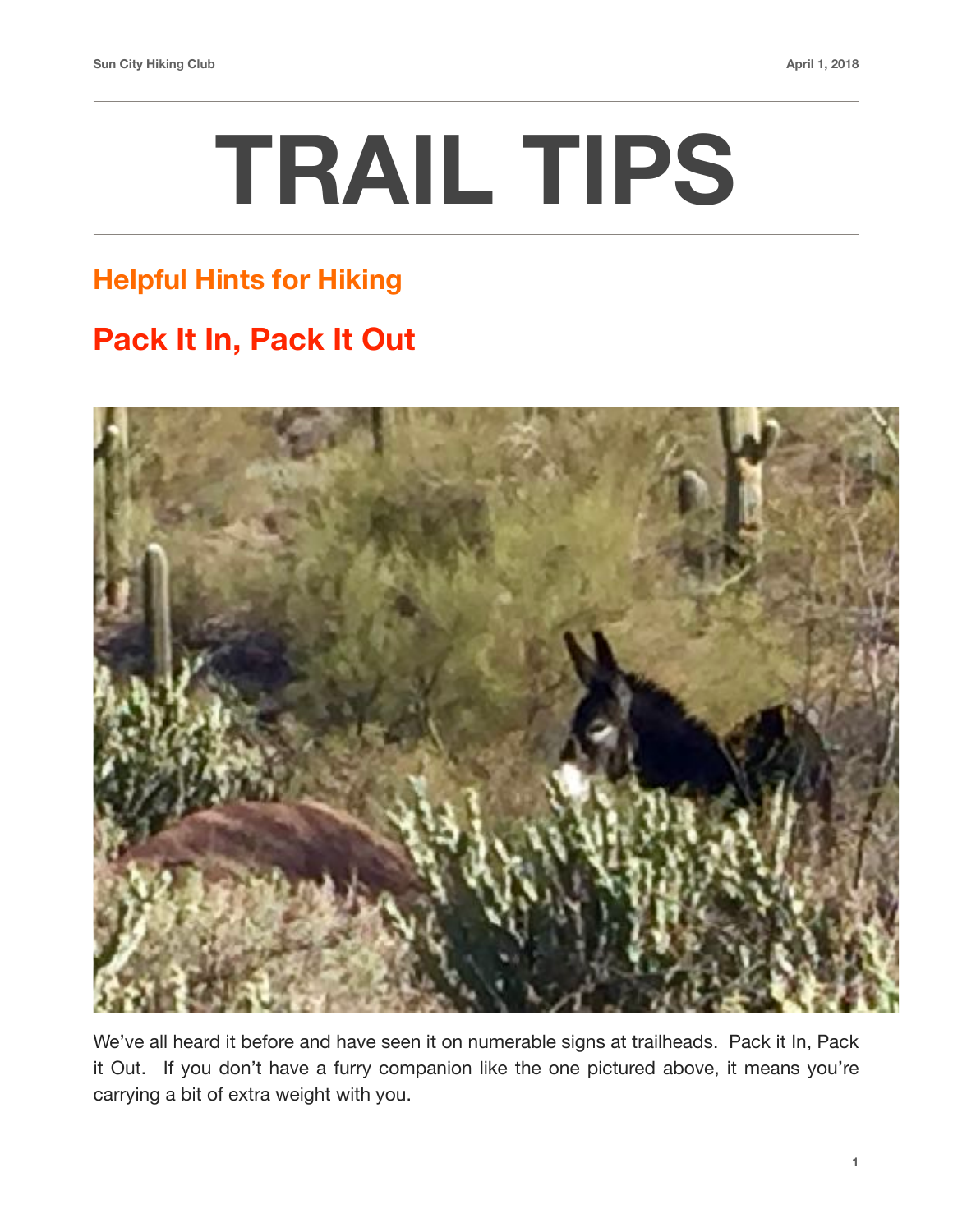# TRAIL TIPS

## Helpful Hints for Hiking

## Pack It In, Pack It Out

We've all heard it before and have seen it on numerable signs at trailheads. Pack it In, Pack it Out. If you don't have a furry companion like the one pictured above, it means you're carrying a bit of extra weight with you.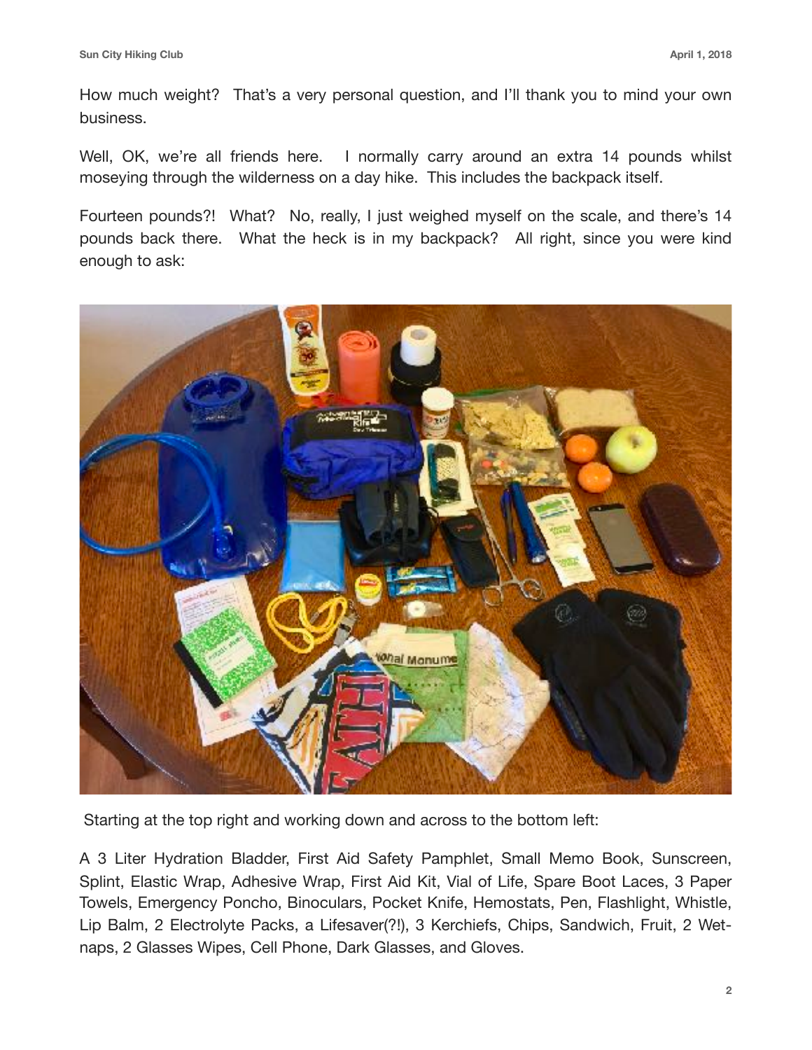How much weight? That's a very personal question, and I'll thank you to mind your own business.

Well, OK, we're all friends here. I normally carry around an extra 14 pounds whilst moseying through the wilderness on a day hike. This includes the backpack itself.

Fourteen pounds?! What? No, really, I just weighed myself on the scale, and there's 14 pounds back there. What the heck is in my backpack? All right, since you were kind enough to ask:

Starting at the top right and working down and across to the bottom left:

A 3 Liter Hydration Bladder, First Aid Safety Pamphlet, Small Memo Book, Sunscreen, Splint, Elastic Wrap, Adhesive Wrap, First Aid Kit, Vial of Life, Spare Boot Laces, 3 Paper Towels, Emergency Poncho, Binoculars, Pocket Knife, Hemostats, Pen, Flashlight, Whistle, Lip Balm, 2 Electrolyte Packs, a Lifesaver(?!), 3 Kerchiefs, Chips, Sandwich, Fruit, 2 Wet-naps, 2 Glasses Wipes, Cell Phone, Dark Glasses, and Gloves.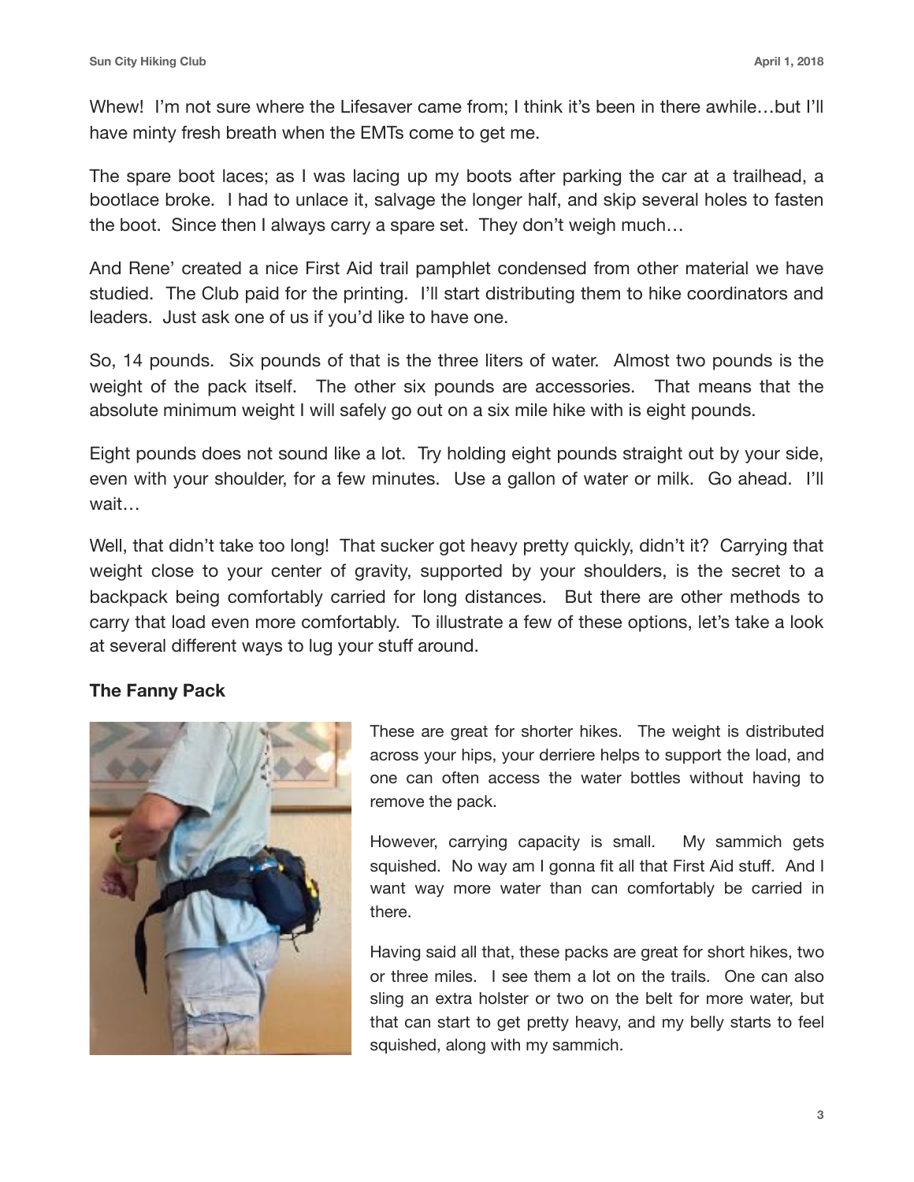Whew! I'm not sure where the Lifesaver came from; I think it's been in there awhile…but I'll have minty fresh breath when the EMTs come to get me.

The spare boot laces; as I was lacing up my boots after parking the car at a trailhead, a bootlace broke. I had to unlace it, salvage the longer half, and skip several holes to fasten the boot. Since then I always carry a spare set. They don't weigh much…

And Rene' created a nice First Aid trail pamphlet condensed from other material we have studied. The Club paid for the printing. I'll start distributing them to hike coordinators and leaders. Just ask one of us if you'd like to have one.

So, 14 pounds. Six pounds of that is the three liters of water. Almost two pounds is the weight of the pack itself. The other six pounds are accessories. That means that the absolute minimum weight I will safely go out on a six mile hike with is eight pounds.

Eight pounds does not sound like a lot. Try holding eight pounds straight out by your side, even with your shoulder, for a few minutes. Use a gallon of water or milk. Go ahead. I'll wait…

Well, that didn't take too long! That sucker got heavy pretty quickly, didn't it? Carrying that weight close to your center of gravity, supported by your shoulders, is the secret to a backpack being comfortably carried for long distances. But there are other methods to carry that load even more comfortably. To illustrate a few of these options, let's take a look at several different ways to lug your stuff around.

**The Fanny Pack**

These are great for shorter hikes. The weight is distributed across your hips, your derriere helps to support the load, and one can often access the water bottles without having to remove the pack.

However, carrying capacity is small. My sammich gets squished. No way am I gonna fit all that First Aid stuff. And I want way more water than can comfortably be carried in there.

Having said all that, these packs are great for short hikes, two or three miles. I see them a lot on the trails. One can also sling an extra holster or two on the belt for more water, but that can start to get pretty heavy, and my belly starts to feel squished, along with my sammich.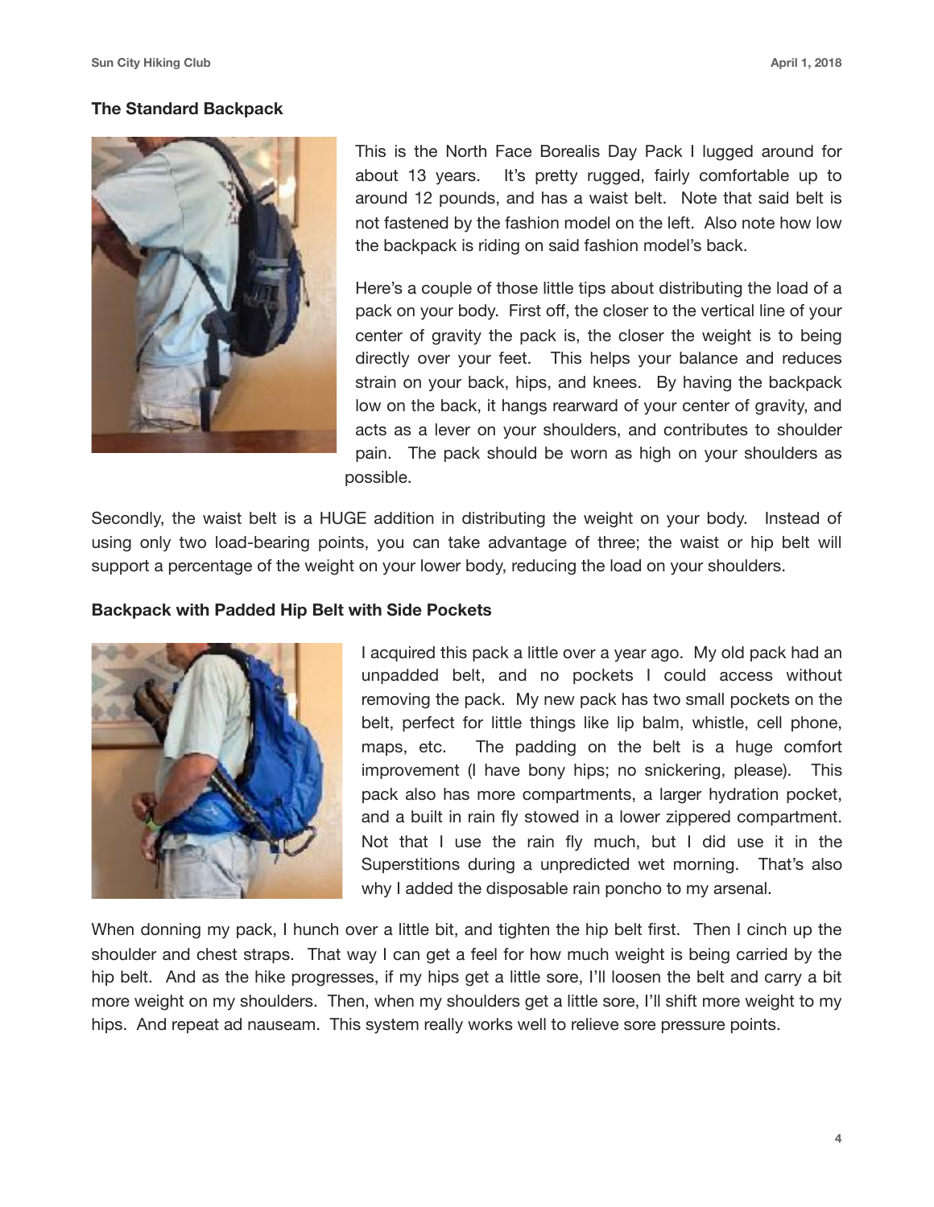### The Standard Backpack

This is the North Face Borealis Day Pack I lugged around for about 13 years. It's pretty rugged, fairly comfortable up to around 12 pounds, and has a waist belt. Note that said belt is not fastened by the fashion model on the left. Also note how low the backpack is riding on said fashion model's back.

Here's a couple of those little tips about distributing the load of a pack on your body. First off, the closer to the vertical line of your center of gravity the pack is, the closer the weight is to being directly over your feet. This helps your balance and reduces strain on your back, hips, and knees. By having the backpack low on the back, it hangs rearward of your center of gravity, and acts as a lever on your shoulders, and contributes to shoulder pain. The pack should be worn as high on your shoulders as possible.

Secondly, the waist belt is a HUGE addition in distributing the weight on your body. Instead of using only two load-bearing points, you can take advantage of three; the waist or hip belt will support a percentage of the weight on your lower body, reducing the load on your shoulders.

### Backpack with Padded Hip Belt with Side Pockets

I acquired this pack a little over a year ago. My old pack had an unpadded belt, and no pockets I could access without removing the pack. My new pack has two small pockets on the belt, perfect for little things like lip balm, whistle, cell phone, maps, etc. The padding on the belt is a huge comfort improvement (I have bony hips; no snickering, please). This pack also has more compartments, a larger hydration pocket, and a built in rain fly stowed in a lower zippered compartment. Not that I use the rain fly much, but I did use it in the Superstitions during a unpredicted wet morning. That's also why I added the disposable rain poncho to my arsenal.

When donning my pack, I hunch over a little bit, and tighten the hip belt first. Then I cinch up the shoulder and chest straps. That way I can get a feel for how much weight is being carried by the hip belt. And as the hike progresses, if my hips get a little sore, I'll loosen the belt and carry a bit more weight on my shoulders. Then, when my shoulders get a little sore, I'll shift more weight to my hips. And repeat ad nauseam. This system really works well to relieve sore pressure points.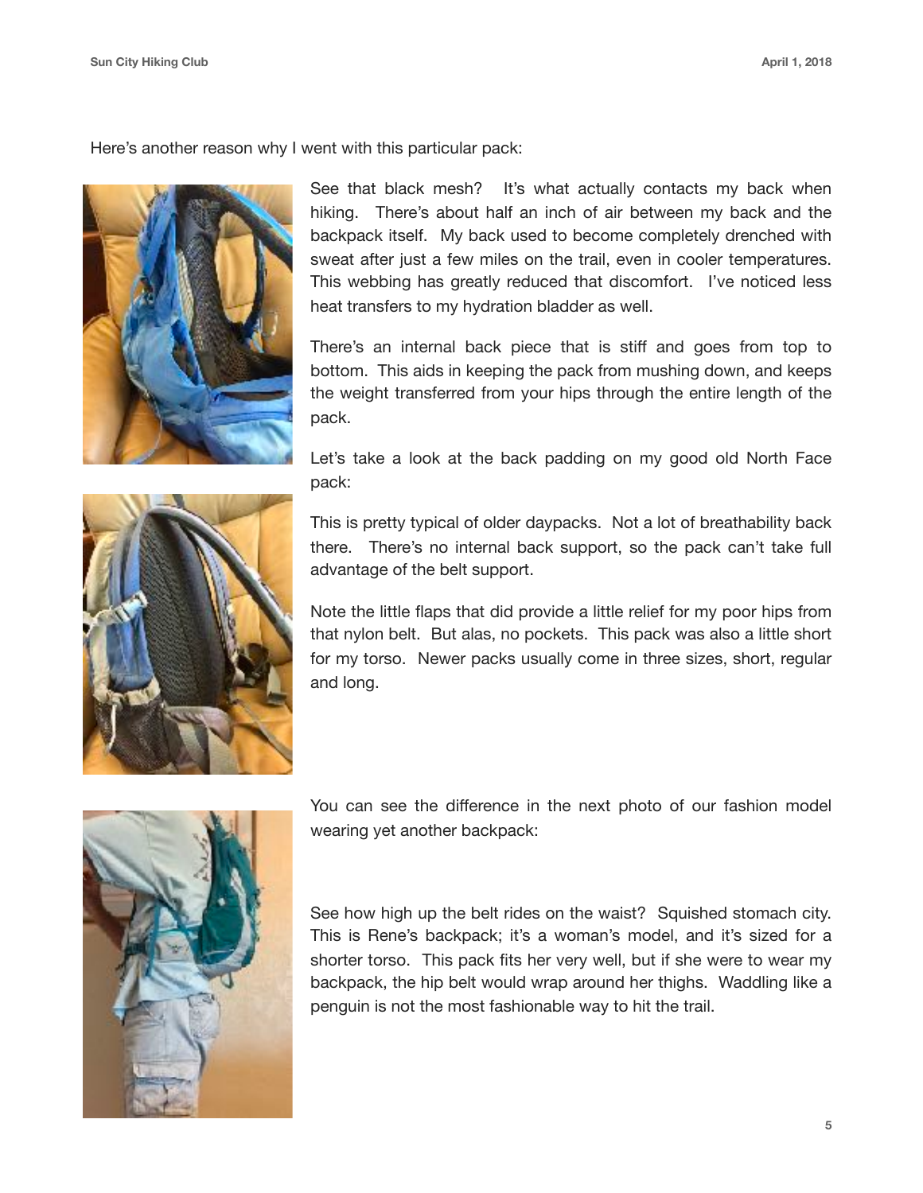Here's another reason why I went with this particular pack:

See that black mesh? It's what actually contacts my back when hiking. There's about half an inch of air between my back and the backpack itself. My back used to become completely drenched with sweat after just a few miles on the trail, even in cooler temperatures. This webbing has greatly reduced that discomfort. I've noticed less heat transfers to my hydration bladder as well.

There's an internal back piece that is stiff and goes from top to bottom. This aids in keeping the pack from mushing down, and keeps the weight transferred from your hips through the entire length of the pack.

Let's take a look at the back padding on my good old North Face pack:

This is pretty typical of older daypacks. Not a lot of breathability back there. There's no internal back support, so the pack can't take full advantage of the belt support.

Note the little flaps that did provide a little relief for my poor hips from that nylon belt. But alas, no pockets. This pack was also a little short for my torso. Newer packs usually come in three sizes, short, regular and long.

You can see the difference in the next photo of our fashion model wearing yet another backpack:

See how high up the belt rides on the waist? Squished stomach city. This is Rene's backpack; it's a woman's model, and it's sized for a shorter torso. This pack fits her very well, but if she were to wear my backpack, the hip belt would wrap around her thighs. Waddling like a penguin is not the most fashionable way to hit the trail.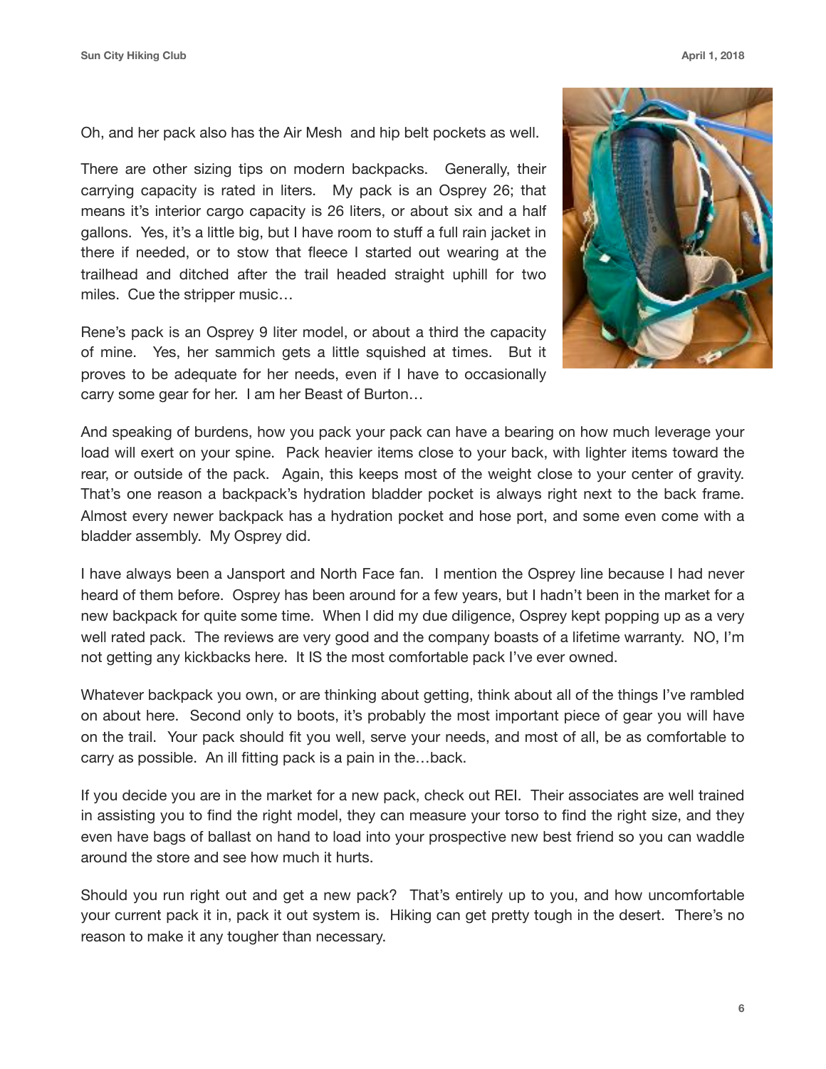Oh, and her pack also has the Air Mesh  and hip belt pockets as well.

There are other sizing tips on modern backpacks.   Generally, their carrying capacity is rated in liters.   My pack is an Osprey 26; that means it's interior cargo capacity is 26 liters, or about six and a half gallons.  Yes, it's a little big, but I have room to stuff a full rain jacket in there if needed, or to stow that fleece I started out wearing at the trailhead and ditched after the trail headed straight uphill for two miles.  Cue the stripper music…

Rene's pack is an Osprey 9 liter model, or about a third the capacity of mine.   Yes, her sammich gets a little squished at times.   But it proves to be adequate for her needs, even if I have to occasionally carry some gear for her.  I am her Beast of Burton…

And speaking of burdens, how you pack your pack can have a bearing on how much leverage your load will exert on your spine.  Pack heavier items close to your back, with lighter items toward the rear, or outside of the pack.  Again, this keeps most of the weight close to your center of gravity.  That's one reason a backpack's hydration bladder pocket is always right next to the back frame.  Almost every newer backpack has a hydration pocket and hose port, and some even come with a bladder assembly.  My Osprey did.

I have always been a Jansport and North Face fan.  I mention the Osprey line because I had never heard of them before.  Osprey has been around for a few years, but I hadn't been in the market for a new backpack for quite some time.  When I did my due diligence, Osprey kept popping up as a very well rated pack.  The reviews are very good and the company boasts of a lifetime warranty.  NO, I'm not getting any kickbacks here.  It IS the most comfortable pack I've ever owned.

Whatever backpack you own, or are thinking about getting, think about all of the things I've rambled on about here.  Second only to boots, it's probably the most important piece of gear you will have on the trail.  Your pack should fit you well, serve your needs, and most of all, be as comfortable to carry as possible.  An ill fitting pack is a pain in the…back.

If you decide you are in the market for a new pack, check out REI.  Their associates are well trained in assisting you to find the right model, they can measure your torso to find the right size, and they even have bags of ballast on hand to load into your prospective new best friend so you can waddle around the store and see how much it hurts.

Should you run right out and get a new pack?  That's entirely up to you, and how uncomfortable your current pack it in, pack it out system is.  Hiking can get pretty tough in the desert.  There's no reason to make it any tougher than necessary.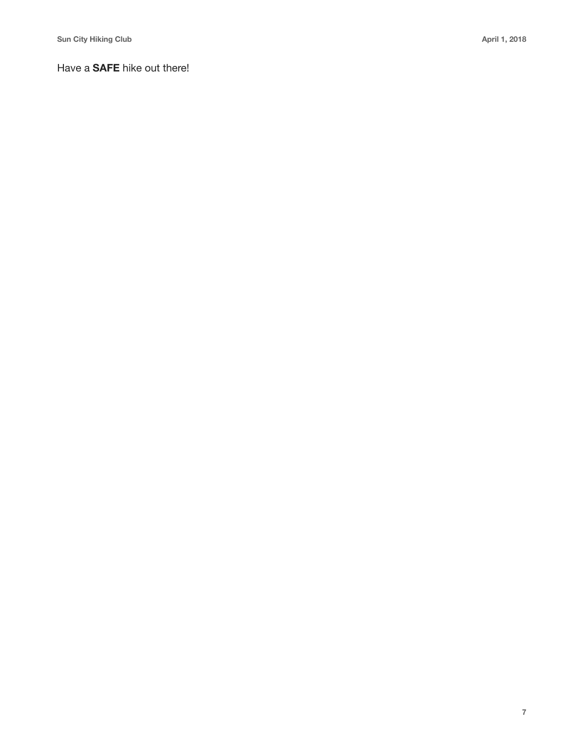Have a **SAFE** hike out there!